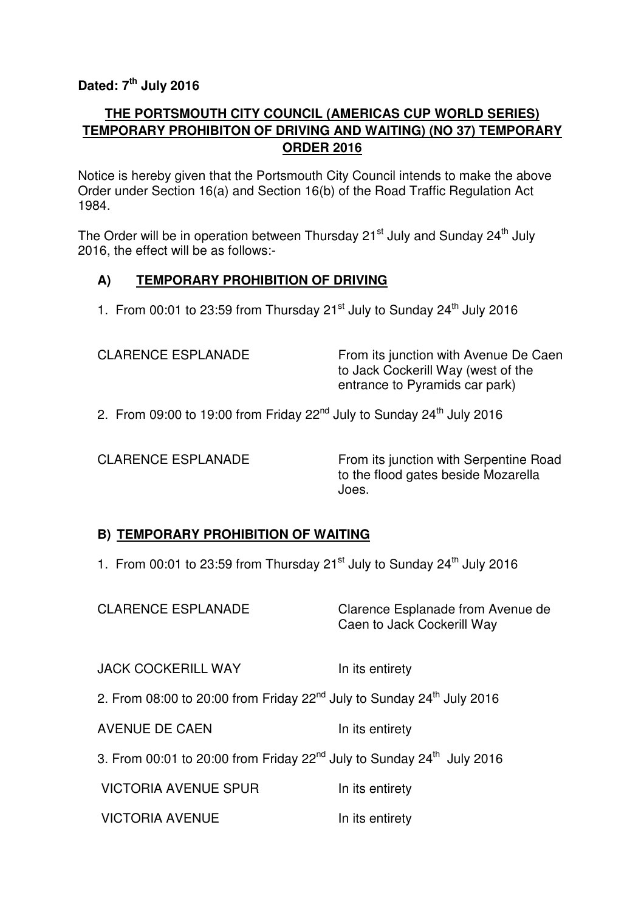**Dated: 7th July 2016**

**THE PORTSMOUTH CITY COUNCIL (AMERICAS CUP WORLD SERIES) TEMPORARY PROHIBITON OF DRIVING AND WAITING) (NO 37) TEMPORARY ORDER 2016**

Notice is hereby given that the Portsmouth City Council intends to make the above Order under Section 16(a) and Section 16(b) of the Road Traffic Regulation Act 1984.

The Order will be in operation between Thursday 21st July and Sunday 24th July 2016, the effect will be as follows:-

## A) TEMPORARY PROHIBITION OF DRIVING

1. From 00:01 to 23:59 from Thursday 21st July to Sunday 24th July 2016

| | |
|---|---|
| CLARENCE ESPLANADE | From its junction with Avenue De Caen to Jack Cockerill Way (west of the entrance to Pyramids car park) |

2. From 09:00 to 19:00 from Friday 22nd July to Sunday 24th July 2016

| | |
|---|---|
| CLARENCE ESPLANADE | From its junction with Serpentine Road to the flood gates beside Mozarella Joes. |

## B) TEMPORARY PROHIBITION OF WAITING

1. From 00:01 to 23:59 from Thursday 21st July to Sunday 24th July 2016

| | |
|---|---|
| CLARENCE ESPLANADE | Clarence Esplanade from Avenue de Caen to Jack Cockerill Way |
| JACK COCKERILL WAY | In its entirety |

2. From 08:00 to 20:00 from Friday 22nd July to Sunday 24th July 2016

| | |
|---|---|
| AVENUE DE CAEN | In its entirety |

3. From 00:01 to 20:00 from Friday 22nd July to Sunday 24th July 2016

| | |
|---|---|
| VICTORIA AVENUE SPUR | In its entirety |
| VICTORIA AVENUE | In its entirety |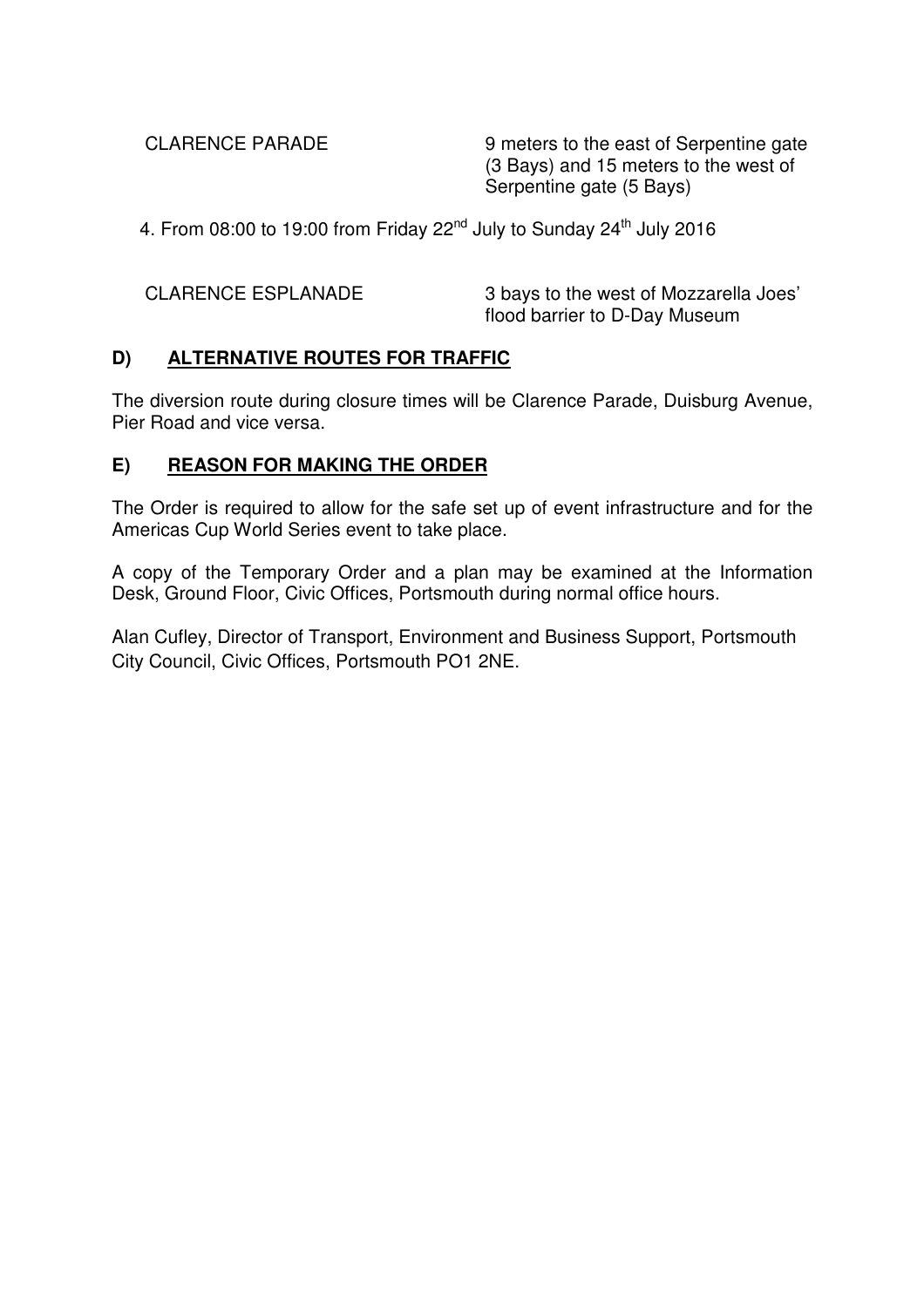| | |
|---|---|
| CLARENCE PARADE | 9 meters to the east of Serpentine gate (3 Bays) and 15 meters to the west of Serpentine gate (5 Bays) |

4. From 08:00 to 19:00 from Friday 22nd July to Sunday 24th July 2016

| | |
|---|---|
| CLARENCE ESPLANADE | 3 bays to the west of Mozzarella Joes' flood barrier to D-Day Museum |

## D) ALTERNATIVE ROUTES FOR TRAFFIC

The diversion route during closure times will be Clarence Parade, Duisburg Avenue, Pier Road and vice versa.

## E) REASON FOR MAKING THE ORDER

The Order is required to allow for the safe set up of event infrastructure and for the Americas Cup World Series event to take place.

A copy of the Temporary Order and a plan may be examined at the Information Desk, Ground Floor, Civic Offices, Portsmouth during normal office hours.

Alan Cufley, Director of Transport, Environment and Business Support, Portsmouth City Council, Civic Offices, Portsmouth PO1 2NE.